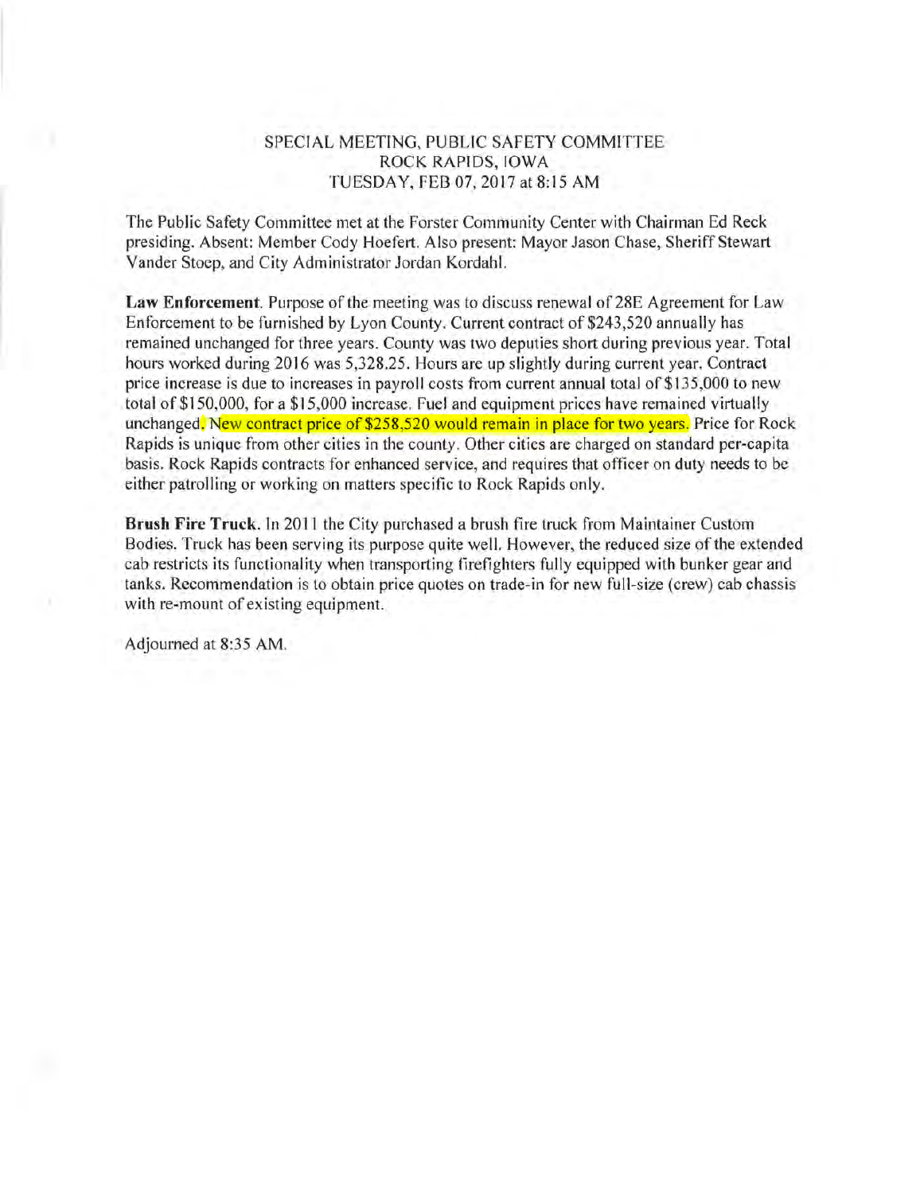# SPECIAL MEETING, PUBLIC SAFETY COMMITTEE
## ROCK RAPIDS, IOWA
## TUESDAY, FEB 07, 2017 at 8:15 AM

The Public Safety Committee met at the Forster Community Center with Chairman Ed Reck presiding. Absent: Member Cody Hoefert. Also present: Mayor Jason Chase, Sheriff Stewart Vander Stoep, and City Administrator Jordan Kordahl.

**Law Enforcement**. Purpose of the meeting was to discuss renewal of 28E Agreement for Law Enforcement to be furnished by Lyon County. Current contract of $243,520 annually has remained unchanged for three years. County was two deputies short during previous year. Total hours worked during 2016 was 5,328.25. Hours are up slightly during current year. Contract price increase is due to increases in payroll costs from current annual total of $135,000 to new total of $150,000, for a $15,000 increase. Fuel and equipment prices have remained virtually unchanged. New contract price of $258,520 would remain in place for two years. Price for Rock Rapids is unique from other cities in the county. Other cities are charged on standard per-capita basis. Rock Rapids contracts for enhanced service, and requires that officer on duty needs to be either patrolling or working on matters specific to Rock Rapids only.

**Brush Fire Truck**. In 2011 the City purchased a brush fire truck from Maintainer Custom Bodies. Truck has been serving its purpose quite well. However, the reduced size of the extended cab restricts its functionality when transporting firefighters fully equipped with bunker gear and tanks. Recommendation is to obtain price quotes on trade-in for new full-size (crew) cab chassis with re-mount of existing equipment.

Adjourned at 8:35 AM.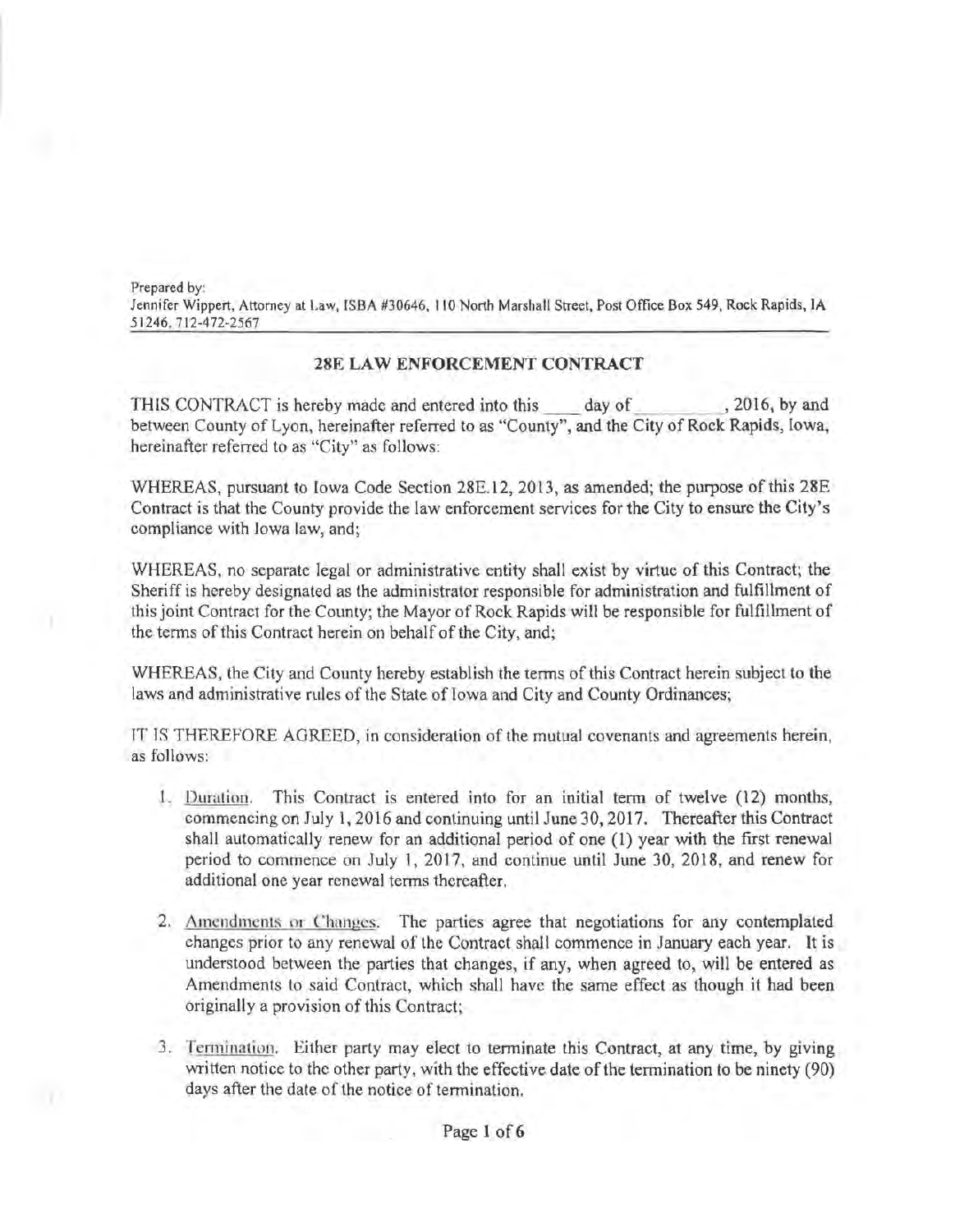Prepared by:
Jennifer Wippert, Attorney at Law, ISBA #30646, 110 North Marshall Street, Post Office Box 549, Rock Rapids, IA 51246, 712-472-2567

## 28E LAW ENFORCEMENT CONTRACT

THIS CONTRACT is hereby made and entered into this ____ day of __________, 2016, by and between County of Lyon, hereinafter referred to as "County", and the City of Rock Rapids, Iowa, hereinafter referred to as "City" as follows:

WHEREAS, pursuant to Iowa Code Section 28E.12, 2013, as amended; the purpose of this 28E Contract is that the County provide the law enforcement services for the City to ensure the City's compliance with Iowa law, and;

WHEREAS, no separate legal or administrative entity shall exist by virtue of this Contract; the Sheriff is hereby designated as the administrator responsible for administration and fulfillment of this joint Contract for the County; the Mayor of Rock Rapids will be responsible for fulfillment of the terms of this Contract herein on behalf of the City, and;

WHEREAS, the City and County hereby establish the terms of this Contract herein subject to the laws and administrative rules of the State of Iowa and City and County Ordinances;

IT IS THEREFORE AGREED, in consideration of the mutual covenants and agreements herein, as follows:

1. Duration. This Contract is entered into for an initial term of twelve (12) months, commencing on July 1, 2016 and continuing until June 30, 2017. Thereafter this Contract shall automatically renew for an additional period of one (1) year with the first renewal period to commence on July 1, 2017, and continue until June 30, 2018, and renew for additional one year renewal terms thereafter.

2. Amendments or Changes. The parties agree that negotiations for any contemplated changes prior to any renewal of the Contract shall commence in January each year. It is understood between the parties that changes, if any, when agreed to, will be entered as Amendments to said Contract, which shall have the same effect as though it had been originally a provision of this Contract;

3. Termination. Either party may elect to terminate this Contract, at any time, by giving written notice to the other party, with the effective date of the termination to be ninety (90) days after the date of the notice of termination.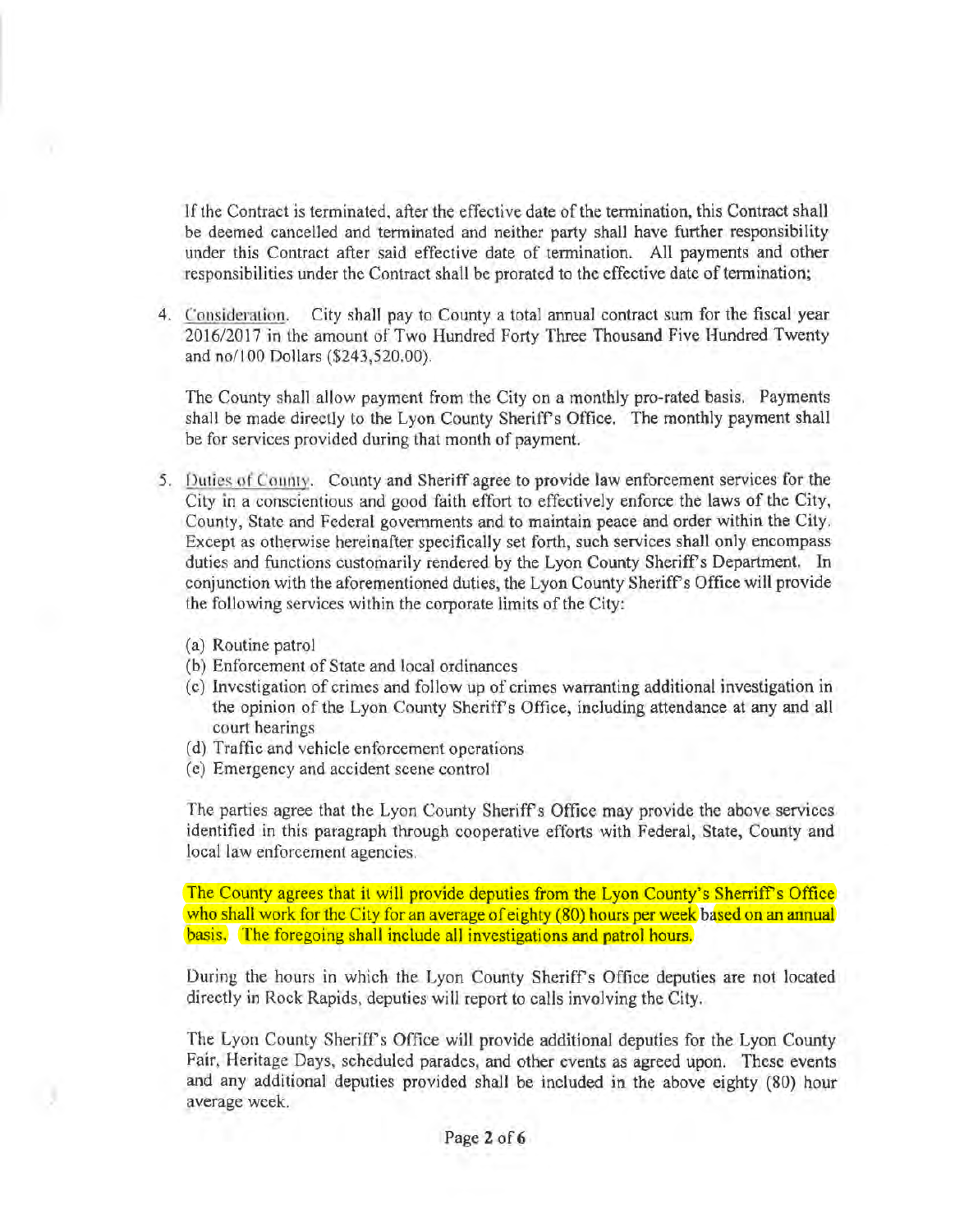If the Contract is terminated, after the effective date of the termination, this Contract shall be deemed cancelled and terminated and neither party shall have further responsibility under this Contract after said effective date of termination. All payments and other responsibilities under the Contract shall be prorated to the effective date of termination;

4. Consideration. City shall pay to County a total annual contract sum for the fiscal year 2016/2017 in the amount of Two Hundred Forty Three Thousand Five Hundred Twenty and no/100 Dollars ($243,520.00).

   The County shall allow payment from the City on a monthly pro-rated basis. Payments shall be made directly to the Lyon County Sheriff's Office. The monthly payment shall be for services provided during that month of payment.

5. Duties of County. County and Sheriff agree to provide law enforcement services for the City in a conscientious and good faith effort to effectively enforce the laws of the City, County, State and Federal governments and to maintain peace and order within the City. Except as otherwise hereinafter specifically set forth, such services shall only encompass duties and functions customarily rendered by the Lyon County Sheriff's Department. In conjunction with the aforementioned duties, the Lyon County Sheriff's Office will provide the following services within the corporate limits of the City:

   (a) Routine patrol
   (b) Enforcement of State and local ordinances
   (c) Investigation of crimes and follow up of crimes warranting additional investigation in the opinion of the Lyon County Sheriff's Office, including attendance at any and all court hearings
   (d) Traffic and vehicle enforcement operations
   (e) Emergency and accident scene control

   The parties agree that the Lyon County Sheriff's Office may provide the above services identified in this paragraph through cooperative efforts with Federal, State, County and local law enforcement agencies.

   The County agrees that it will provide deputies from the Lyon County's Sherriff's Office who shall work for the City for an average of eighty (80) hours per week based on an annual basis. The foregoing shall include all investigations and patrol hours.

   During the hours in which the Lyon County Sheriff's Office deputies are not located directly in Rock Rapids, deputies will report to calls involving the City.

   The Lyon County Sheriff's Office will provide additional deputies for the Lyon County Fair, Heritage Days, scheduled parades, and other events as agreed upon. These events and any additional deputies provided shall be included in the above eighty (80) hour average week.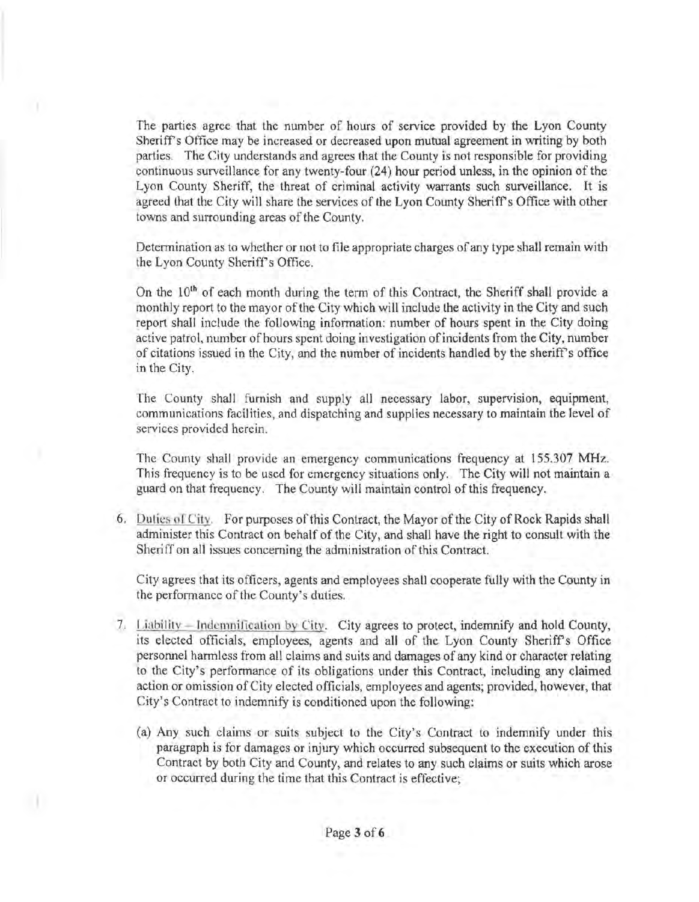The parties agree that the number of hours of service provided by the Lyon County Sheriff's Office may be increased or decreased upon mutual agreement in writing by both parties. The City understands and agrees that the County is not responsible for providing continuous surveillance for any twenty-four (24) hour period unless, in the opinion of the Lyon County Sheriff, the threat of criminal activity warrants such surveillance. It is agreed that the City will share the services of the Lyon County Sheriff's Office with other towns and surrounding areas of the County.

Determination as to whether or not to file appropriate charges of any type shall remain with the Lyon County Sheriff's Office.

On the 10[th] of each month during the term of this Contract, the Sheriff shall provide a monthly report to the mayor of the City which will include the activity in the City and such report shall include the following information: number of hours spent in the City doing active patrol, number of hours spent doing investigation of incidents from the City, number of citations issued in the City, and the number of incidents handled by the sheriff's office in the City.

The County shall furnish and supply all necessary labor, supervision, equipment, communications facilities, and dispatching and supplies necessary to maintain the level of services provided herein.

The County shall provide an emergency communications frequency at 155.307 MHz. This frequency is to be used for emergency situations only. The City will not maintain a guard on that frequency. The County will maintain control of this frequency.

6. Duties of City. For purposes of this Contract, the Mayor of the City of Rock Rapids shall administer this Contract on behalf of the City, and shall have the right to consult with the Sheriff on all issues concerning the administration of this Contract.

   City agrees that its officers, agents and employees shall cooperate fully with the County in the performance of the County's duties.

7. Liability – Indemnification by City. City agrees to protect, indemnify and hold County, its elected officials, employees, agents and all of the Lyon County Sheriff's Office personnel harmless from all claims and suits and damages of any kind or character relating to the City's performance of its obligations under this Contract, including any claimed action or omission of City elected officials, employees and agents; provided, however, that City's Contract to indemnify is conditioned upon the following:

   (a) Any such claims or suits subject to the City's Contract to indemnify under this paragraph is for damages or injury which occurred subsequent to the execution of this Contract by both City and County, and relates to any such claims or suits which arose or occurred during the time that this Contract is effective;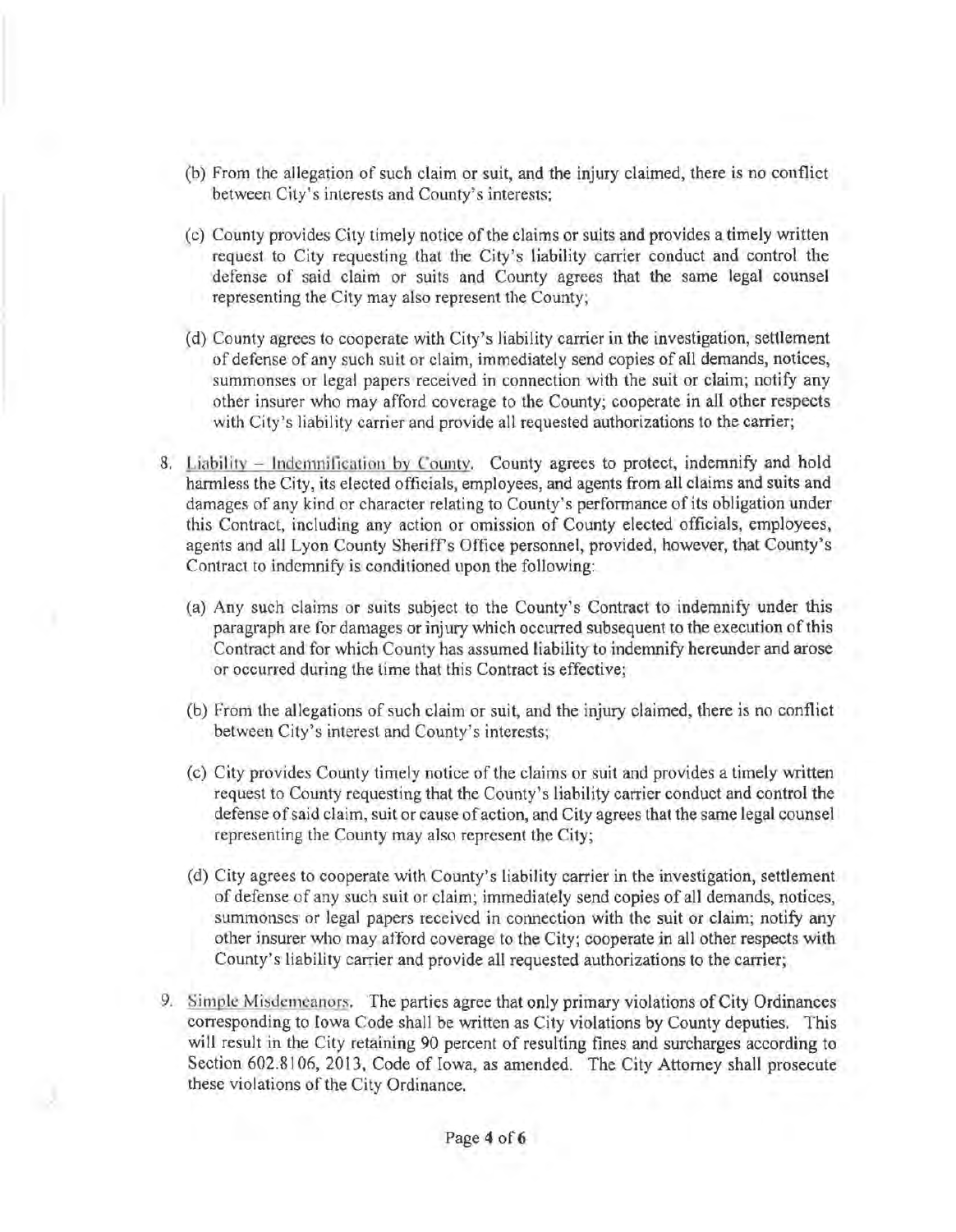(b) From the allegation of such claim or suit, and the injury claimed, there is no conflict between City's interests and County's interests;

(c) County provides City timely notice of the claims or suits and provides a timely written request to City requesting that the City's liability carrier conduct and control the defense of said claim or suits and County agrees that the same legal counsel representing the City may also represent the County;

(d) County agrees to cooperate with City's liability carrier in the investigation, settlement of defense of any such suit or claim, immediately send copies of all demands, notices, summonses or legal papers received in connection with the suit or claim; notify any other insurer who may afford coverage to the County; cooperate in all other respects with City's liability carrier and provide all requested authorizations to the carrier;

8. Liability – Indemnification by County. County agrees to protect, indemnify and hold harmless the City, its elected officials, employees, and agents from all claims and suits and damages of any kind or character relating to County's performance of its obligation under this Contract, including any action or omission of County elected officials, employees, agents and all Lyon County Sheriff's Office personnel, provided, however, that County's Contract to indemnify is conditioned upon the following:

   (a) Any such claims or suits subject to the County's Contract to indemnify under this paragraph are for damages or injury which occurred subsequent to the execution of this Contract and for which County has assumed liability to indemnify hereunder and arose or occurred during the time that this Contract is effective;

   (b) From the allegations of such claim or suit, and the injury claimed, there is no conflict between City's interest and County's interests;

   (c) City provides County timely notice of the claims or suit and provides a timely written request to County requesting that the County's liability carrier conduct and control the defense of said claim, suit or cause of action, and City agrees that the same legal counsel representing the County may also represent the City;

   (d) City agrees to cooperate with County's liability carrier in the investigation, settlement of defense of any such suit or claim; immediately send copies of all demands, notices, summonses or legal papers received in connection with the suit or claim; notify any other insurer who may afford coverage to the City; cooperate in all other respects with County's liability carrier and provide all requested authorizations to the carrier;

9. Simple Misdemeanors. The parties agree that only primary violations of City Ordinances corresponding to Iowa Code shall be written as City violations by County deputies. This will result in the City retaining 90 percent of resulting fines and surcharges according to Section 602.8106, 2013, Code of Iowa, as amended. The City Attorney shall prosecute these violations of the City Ordinance.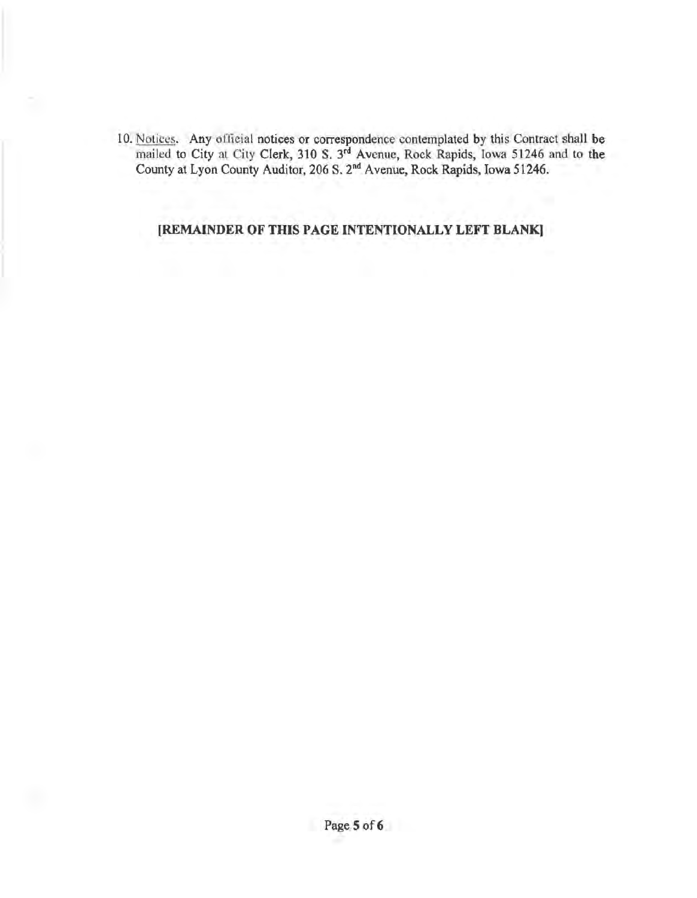10. Notices. Any official notices or correspondence contemplated by this Contract shall be mailed to City at City Clerk, 310 S. 3rd Avenue, Rock Rapids, Iowa 51246 and to the County at Lyon County Auditor, 206 S. 2nd Avenue, Rock Rapids, Iowa 51246.

**[REMAINDER OF THIS PAGE INTENTIONALLY LEFT BLANK]**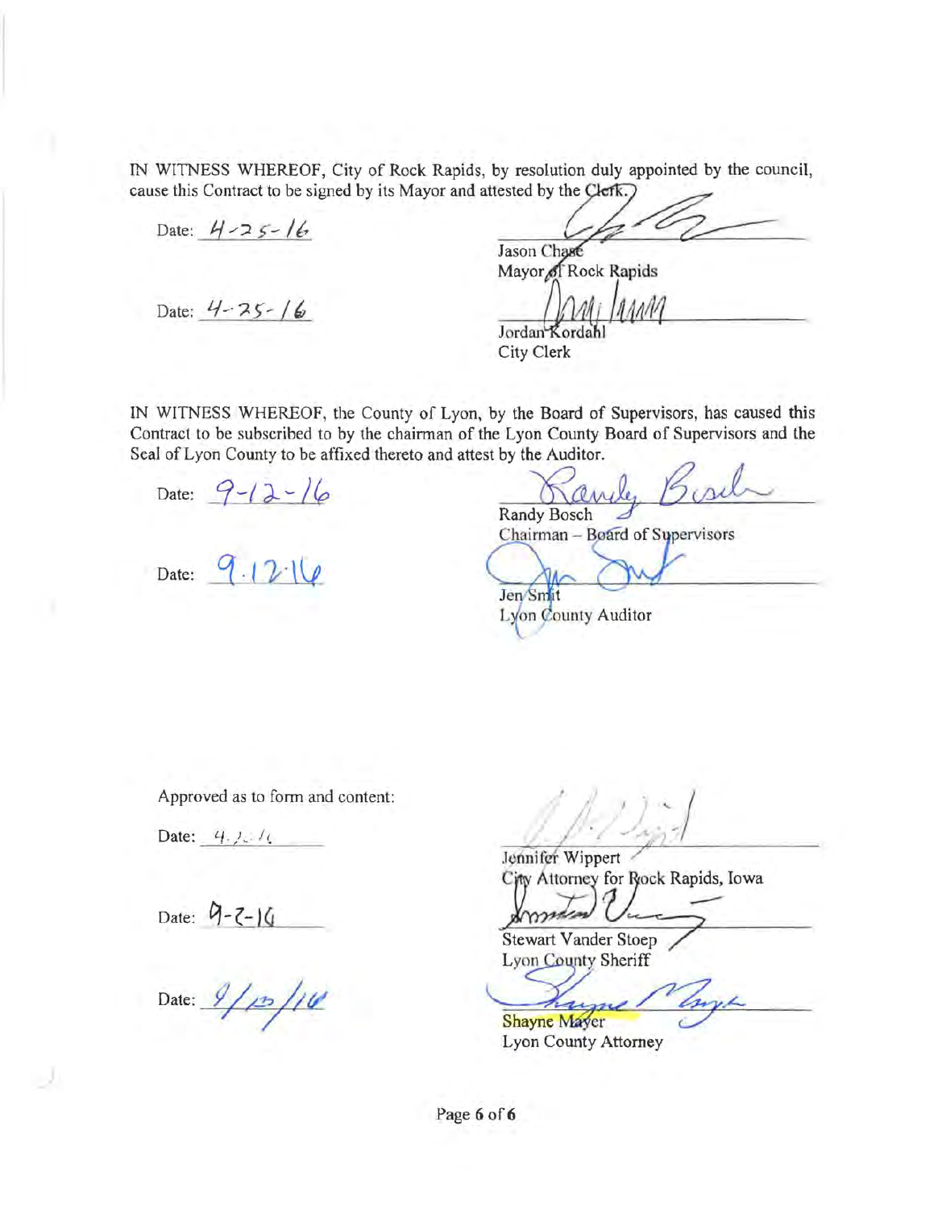IN WITNESS WHEREOF, City of Rock Rapids, by resolution duly appointed by the council, cause this Contract to be signed by its Mayor and attested by the Clerk.

Date: 4-25-16

Jason Chase
Mayor of Rock Rapids

Date: 4-25-16

Jordan Kordahl
City Clerk

IN WITNESS WHEREOF, the County of Lyon, by the Board of Supervisors, has caused this Contract to be subscribed to by the chairman of the Lyon County Board of Supervisors and the Seal of Lyon County to be affixed thereto and attest by the Auditor.

Date: 9-12-16

Randy Bosch
Chairman – Board of Supervisors

Date: 9.12.16

Jen Smit
Lyon County Auditor

Approved as to form and content:

Date: 4.2.16

Jennifer Wippert
City Attorney for Rock Rapids, Iowa

Date: 9-7-16

Stewart Vander Stoep
Lyon County Sheriff

Date: 9/12/16

Shayne Mayer
Lyon County Attorney